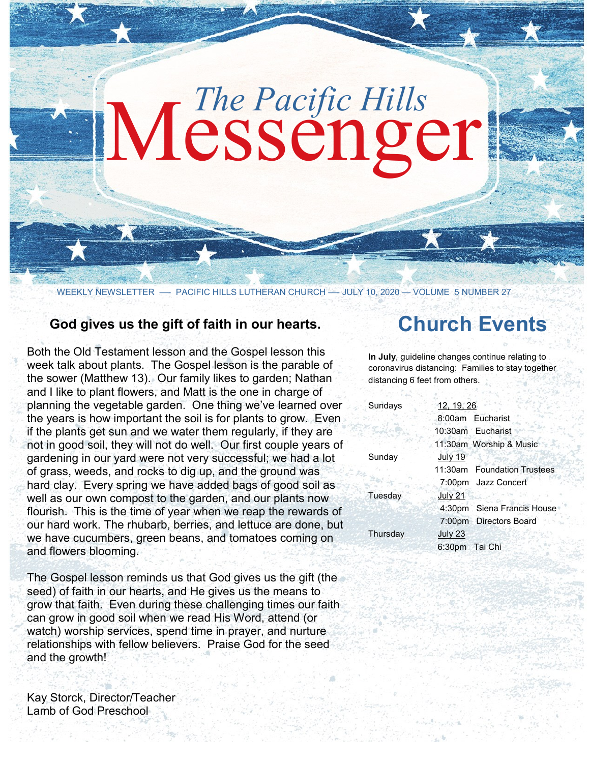# The Pacific Hills Messenger

WEEKLY NEWSLETTER — PACIFIC HILLS LUTHERAN CHURCH — JULY 10, 2020 — VOLUME 5 NUMBER 27

### God gives us the gift of faith in our hearts.

Both the Old Testament lesson and the Gospel lesson this week talk about plants. The Gospel lesson is the parable of the sower (Matthew 13). Our family likes to garden; Nathan and I like to plant flowers, and Matt is the one in charge of planning the vegetable garden. One thing we've learned over the years is how important the soil is for plants to grow. Even if the plants get sun and we water them regularly, if they are not in good soil, they will not do well. Our first couple years of gardening in our yard were not very successful; we had a lot of grass, weeds, and rocks to dig up, and the ground was hard clay. Every spring we have added bags of good soil as well as our own compost to the garden, and our plants now flourish. This is the time of year when we reap the rewards of our hard work. The rhubarb, berries, and lettuce are done, but we have cucumbers, green beans, and tomatoes coming on and flowers blooming.

The Gospel lesson reminds us that God gives us the gift (the seed) of faith in our hearts, and He gives us the means to grow that faith. Even during these challenging times our faith can grow in good soil when we read His Word, attend (or watch) worship services, spend time in prayer, and nurture relationships with fellow believers. Praise God for the seed and the growth!

Kay Storck, Director/Teacher
Lamb of God Preschool

## Church Events

**In July**, guideline changes continue relating to coronavirus distancing: Families to stay together distancing 6 feet from others.

| | | |
|---|---|---|
| Sundays | 12, 19, 26 | |
| | 8:00am | Eucharist |
| | 10:30am | Eucharist |
| | 11:30am | Worship & Music |
| Sunday | July 19 | |
| | 11:30am | Foundation Trustees |
| | 7:00pm | Jazz Concert |
| Tuesday | July 21 | |
| | 4:30pm | Siena Francis House |
| | 7:00pm | Directors Board |
| Thursday | July 23 | |
| | 6:30pm | Tai Chi |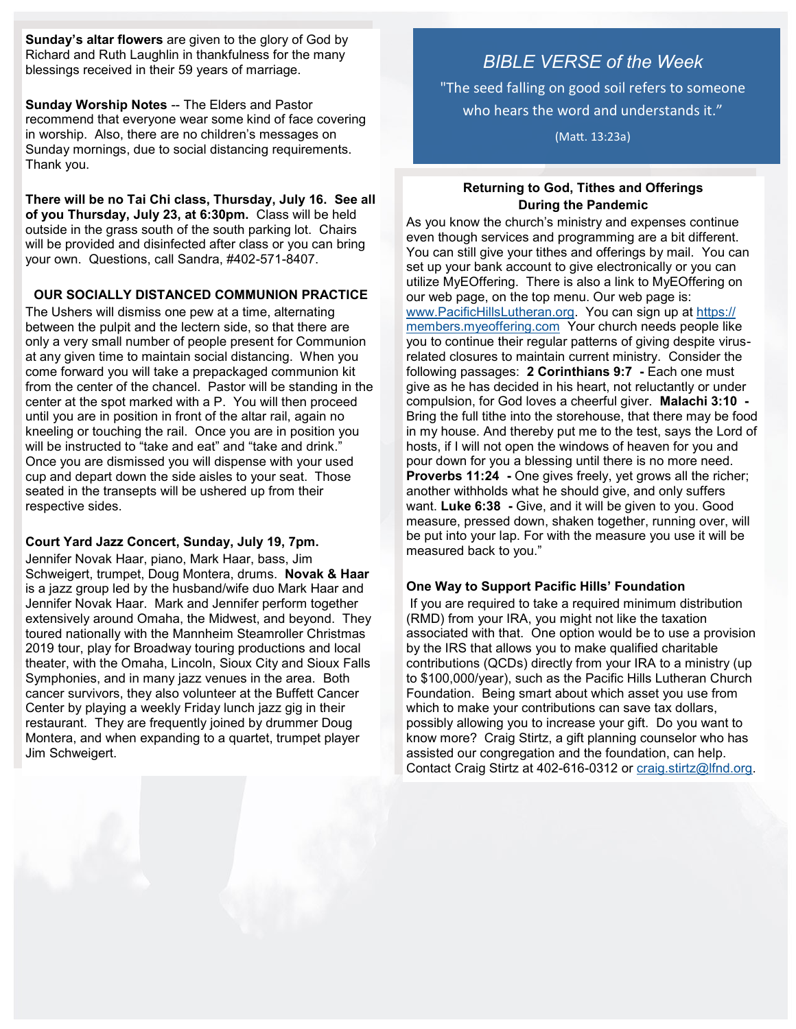**Sunday's altar flowers** are given to the glory of God by Richard and Ruth Laughlin in thankfulness for the many blessings received in their 59 years of marriage.

**Sunday Worship Notes** -- The Elders and Pastor recommend that everyone wear some kind of face covering in worship. Also, there are no children's messages on Sunday mornings, due to social distancing requirements. Thank you.

**There will be no Tai Chi class, Thursday, July 16. See all of you Thursday, July 23, at 6:30pm.** Class will be held outside in the grass south of the south parking lot. Chairs will be provided and disinfected after class or you can bring your own. Questions, call Sandra, #402-571-8407.

**OUR SOCIALLY DISTANCED COMMUNION PRACTICE**

The Ushers will dismiss one pew at a time, alternating between the pulpit and the lectern side, so that there are only a very small number of people present for Communion at any given time to maintain social distancing. When you come forward you will take a prepackaged communion kit from the center of the chancel. Pastor will be standing in the center at the spot marked with a P. You will then proceed until you are in position in front of the altar rail, again no kneeling or touching the rail. Once you are in position you will be instructed to "take and eat" and "take and drink." Once you are dismissed you will dispense with your used cup and depart down the side aisles to your seat. Those seated in the transepts will be ushered up from their respective sides.

**Court Yard Jazz Concert, Sunday, July 19, 7pm.**

Jennifer Novak Haar, piano, Mark Haar, bass, Jim Schweigert, trumpet, Doug Montera, drums. **Novak & Haar** is a jazz group led by the husband/wife duo Mark Haar and Jennifer Novak Haar. Mark and Jennifer perform together extensively around Omaha, the Midwest, and beyond. They toured nationally with the Mannheim Steamroller Christmas 2019 tour, play for Broadway touring productions and local theater, with the Omaha, Lincoln, Sioux City and Sioux Falls Symphonies, and in many jazz venues in the area. Both cancer survivors, they also volunteer at the Buffett Cancer Center by playing a weekly Friday lunch jazz gig in their restaurant. They are frequently joined by drummer Doug Montera, and when expanding to a quartet, trumpet player Jim Schweigert.

## *BIBLE VERSE of the Week*

"The seed falling on good soil refers to someone who hears the word and understands it."

(Matt. 13:23a)

**Returning to God, Tithes and Offerings During the Pandemic**

As you know the church's ministry and expenses continue even though services and programming are a bit different. You can still give your tithes and offerings by mail. You can set up your bank account to give electronically or you can utilize MyEOffering. There is also a link to MyEOffering on our web page, on the top menu. Our web page is: www.PacificHillsLutheran.org. You can sign up at https://members.myeoffering.com Your church needs people like you to continue their regular patterns of giving despite virus-related closures to maintain current ministry. Consider the following passages: **2 Corinthians 9:7 -** Each one must give as he has decided in his heart, not reluctantly or under compulsion, for God loves a cheerful giver. **Malachi 3:10 -** Bring the full tithe into the storehouse, that there may be food in my house. And thereby put me to the test, says the Lord of hosts, if I will not open the windows of heaven for you and pour down for you a blessing until there is no more need. **Proverbs 11:24 -** One gives freely, yet grows all the richer; another withholds what he should give, and only suffers want. **Luke 6:38 -** Give, and it will be given to you. Good measure, pressed down, shaken together, running over, will be put into your lap. For with the measure you use it will be measured back to you."

**One Way to Support Pacific Hills' Foundation**

If you are required to take a required minimum distribution (RMD) from your IRA, you might not like the taxation associated with that. One option would be to use a provision by the IRS that allows you to make qualified charitable contributions (QCDs) directly from your IRA to a ministry (up to $100,000/year), such as the Pacific Hills Lutheran Church Foundation. Being smart about which asset you use from which to make your contributions can save tax dollars, possibly allowing you to increase your gift. Do you want to know more? Craig Stirtz, a gift planning counselor who has assisted our congregation and the foundation, can help. Contact Craig Stirtz at 402-616-0312 or craig.stirtz@lfnd.org.